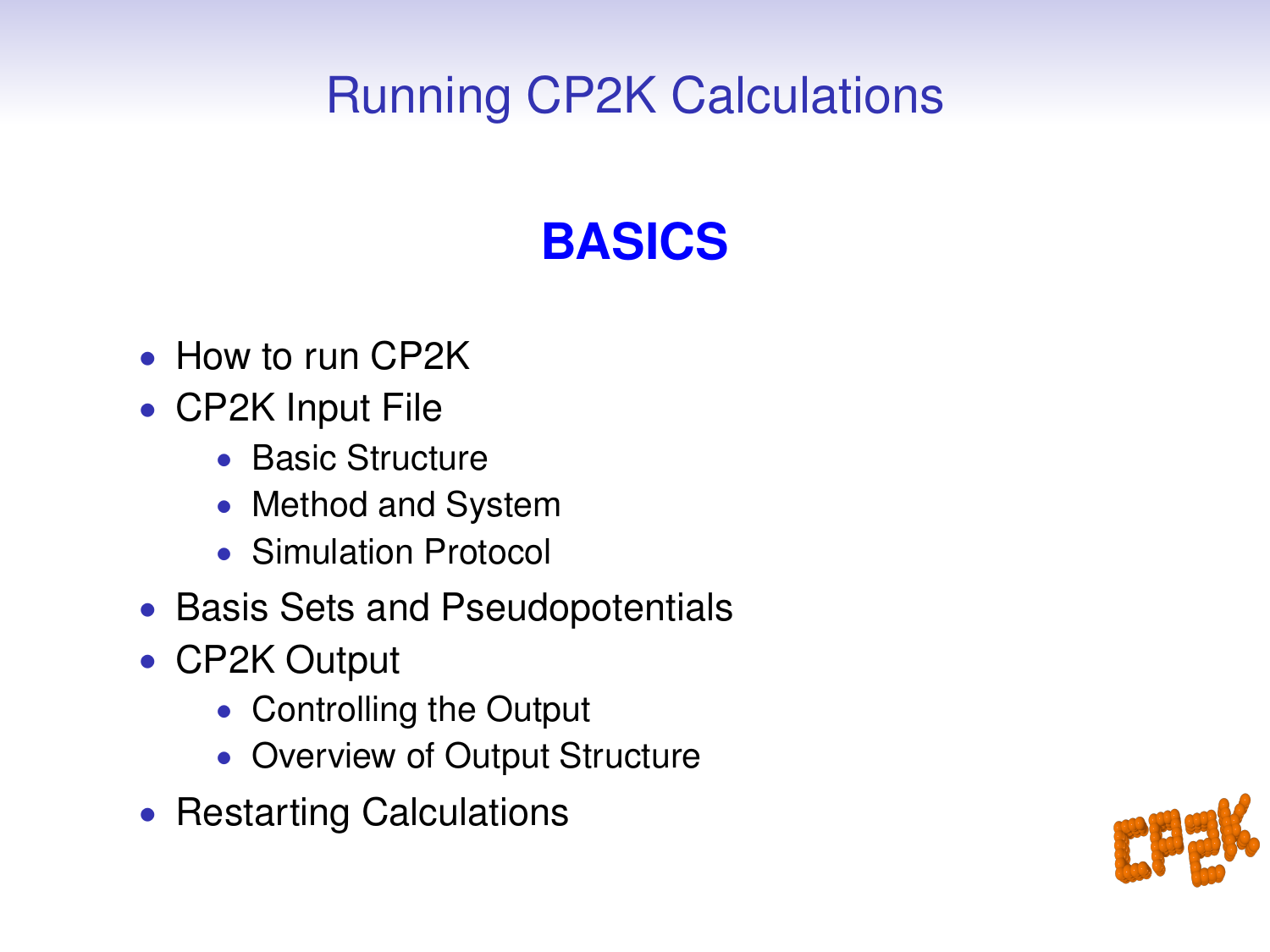# Running CP2K Calculations

## BASICS

- How to run CP2K
- CP2K Input File
  - Basic Structure
  - Method and System
  - Simulation Protocol
- Basis Sets and Pseudopotentials
- CP2K Output
  - Controlling the Output
  - Overview of Output Structure
- Restarting Calculations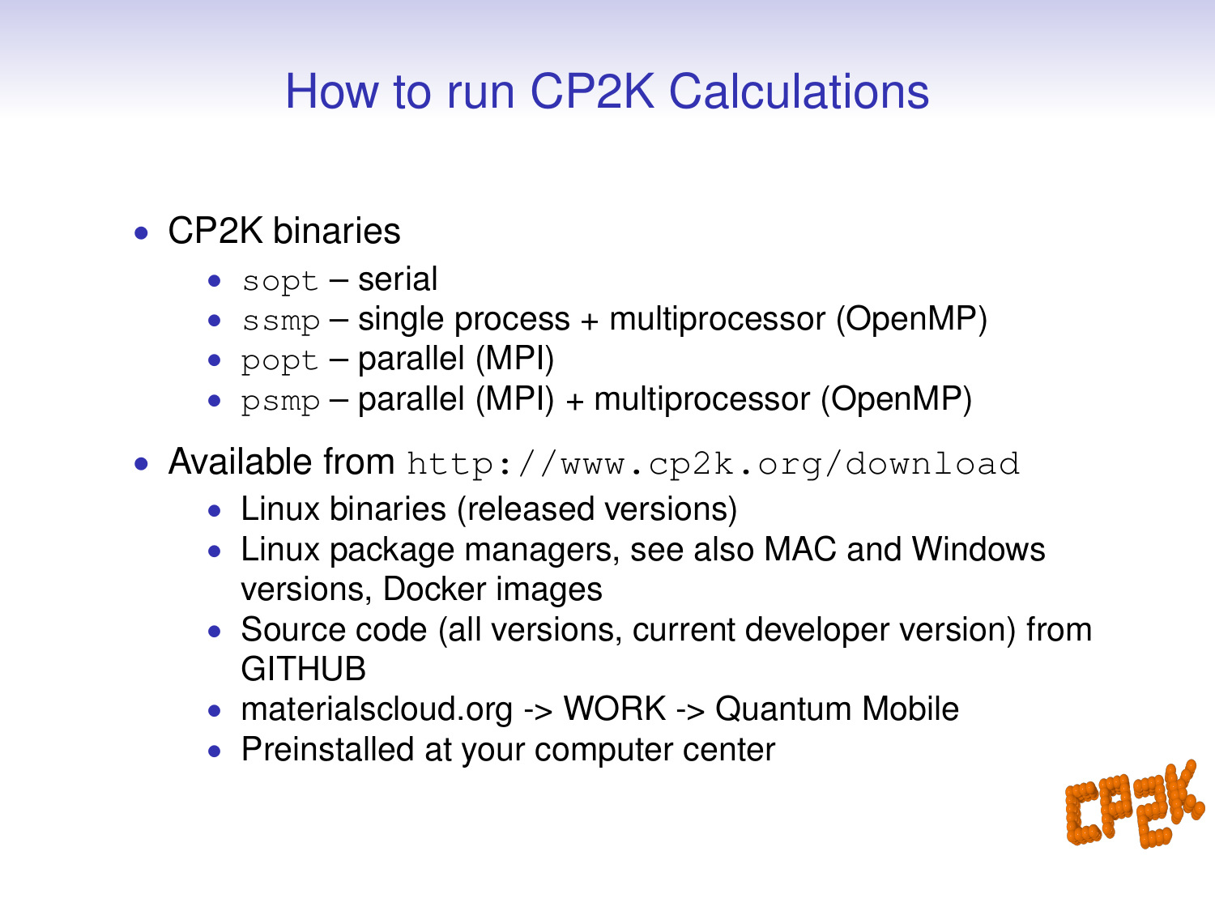# How to run CP2K Calculations

- CP2K binaries
  - `sopt` – serial
  - `ssmp` – single process + multiprocessor (OpenMP)
  - `popt` – parallel (MPI)
  - `psmp` – parallel (MPI) + multiprocessor (OpenMP)
- Available from `http://www.cp2k.org/download`
  - Linux binaries (released versions)
  - Linux package managers, see also MAC and Windows versions, Docker images
  - Source code (all versions, current developer version) from GITHUB
  - materialscloud.org -> WORK -> Quantum Mobile
  - Preinstalled at your computer center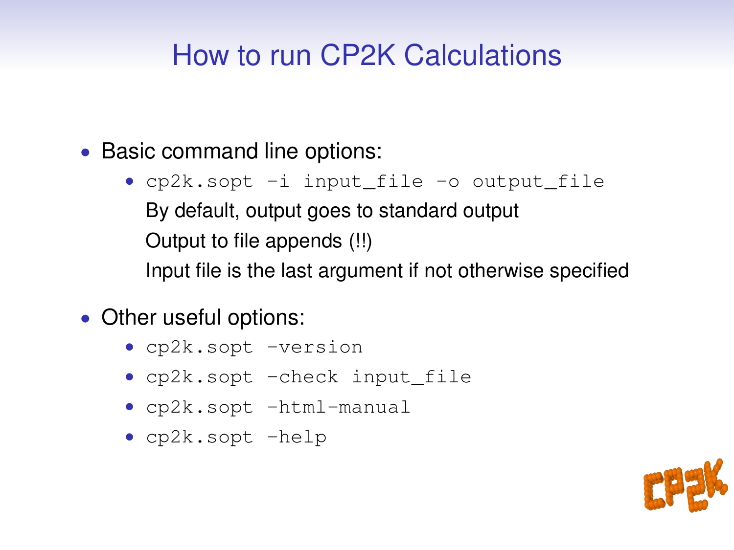# How to run CP2K Calculations

- Basic command line options:
  - `cp2k.sopt -i input_file -o output_file`

    By default, output goes to standard output

    Output to file appends (!!)

    Input file is the last argument if not otherwise specified

- Other useful options:
  - `cp2k.sopt -version`
  - `cp2k.sopt -check input_file`
  - `cp2k.sopt -html-manual`
  - `cp2k.sopt -help`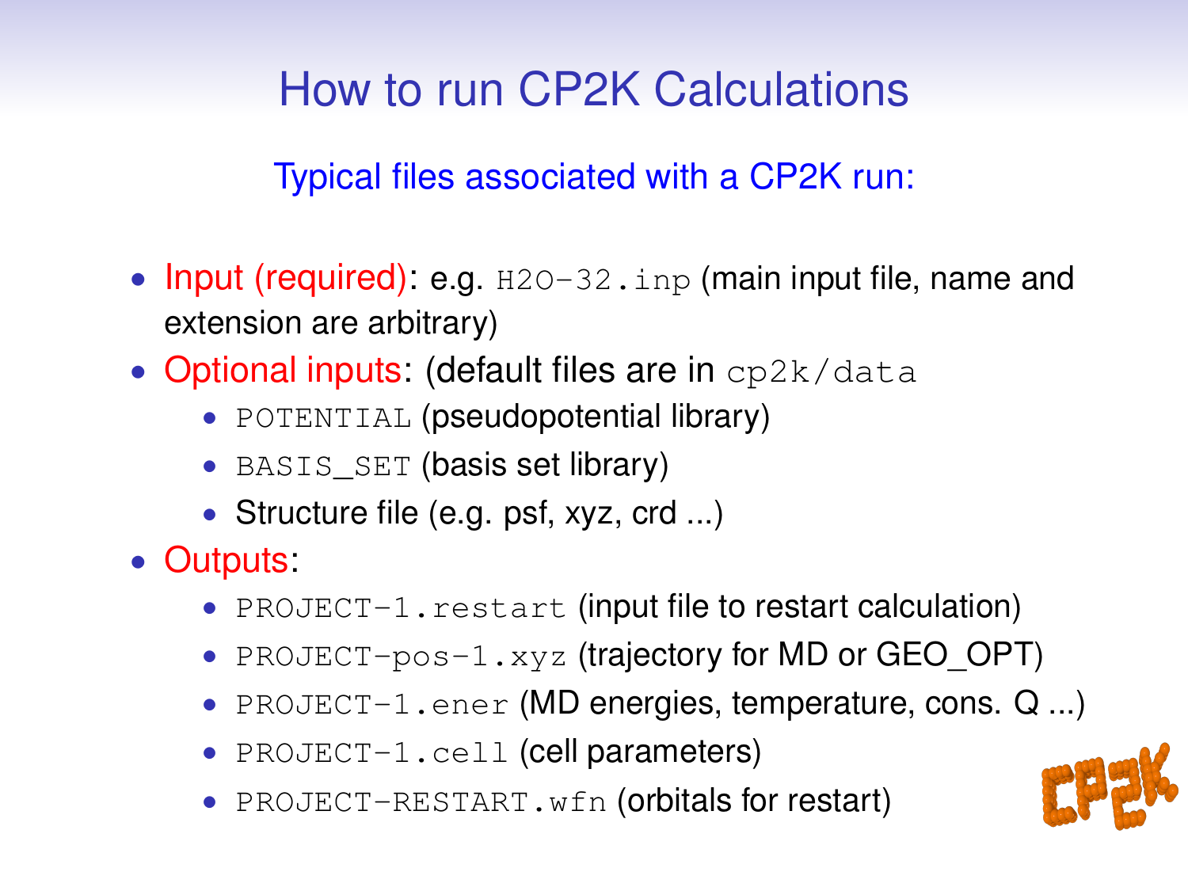# How to run CP2K Calculations

## Typical files associated with a CP2K run:

- Input (required): e.g. `H2O-32.inp` (main input file, name and extension are arbitrary)
- Optional inputs: (default files are in `cp2k/data`
  - `POTENTIAL` (pseudopotential library)
  - `BASIS_SET` (basis set library)
  - Structure file (e.g. psf, xyz, crd ...)
- Outputs:
  - `PROJECT-1.restart` (input file to restart calculation)
  - `PROJECT-pos-1.xyz` (trajectory for MD or GEO_OPT)
  - `PROJECT-1.ener` (MD energies, temperature, cons. Q ...)
  - `PROJECT-1.cell` (cell parameters)
  - `PROJECT-RESTART.wfn` (orbitals for restart)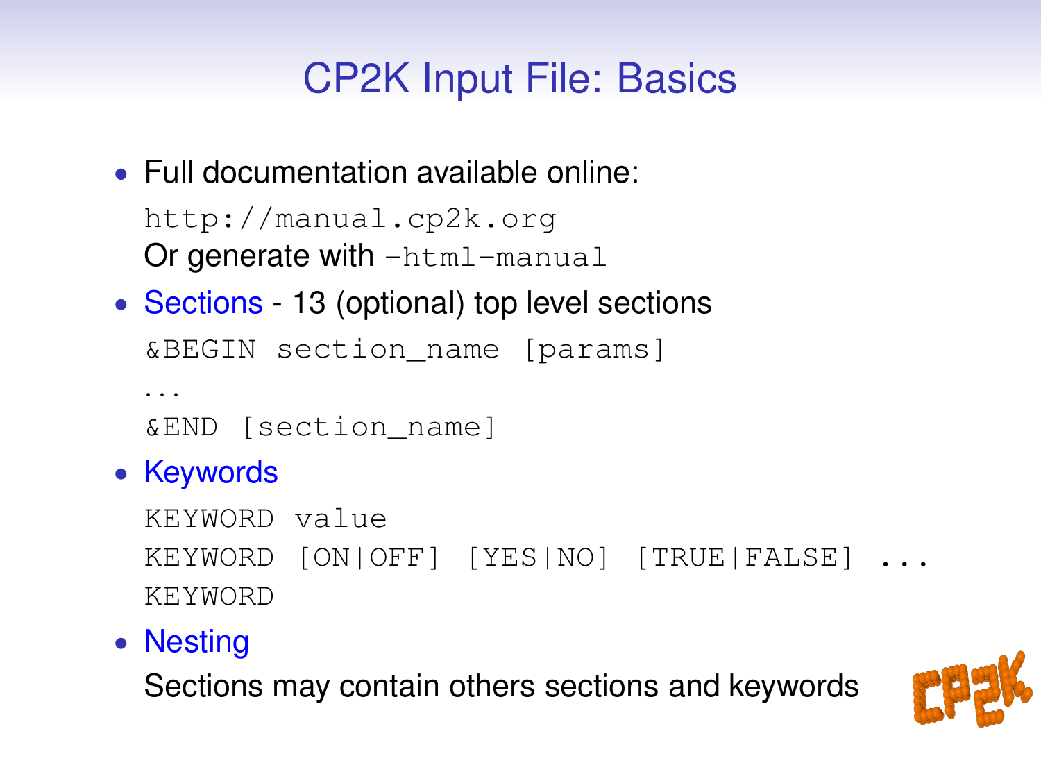# CP2K Input File: Basics

- Full documentation available online:

  `http://manual.cp2k.org`

  Or generate with `-html-manual`

- Sections - 13 (optional) top level sections

  ```
  &BEGIN section_name [params]
  ...
  &END [section_name]
  ```

- Keywords

  ```
  KEYWORD value
  KEYWORD [ON|OFF] [YES|NO] [TRUE|FALSE] ...
  KEYWORD
  ```

- Nesting

  Sections may contain others sections and keywords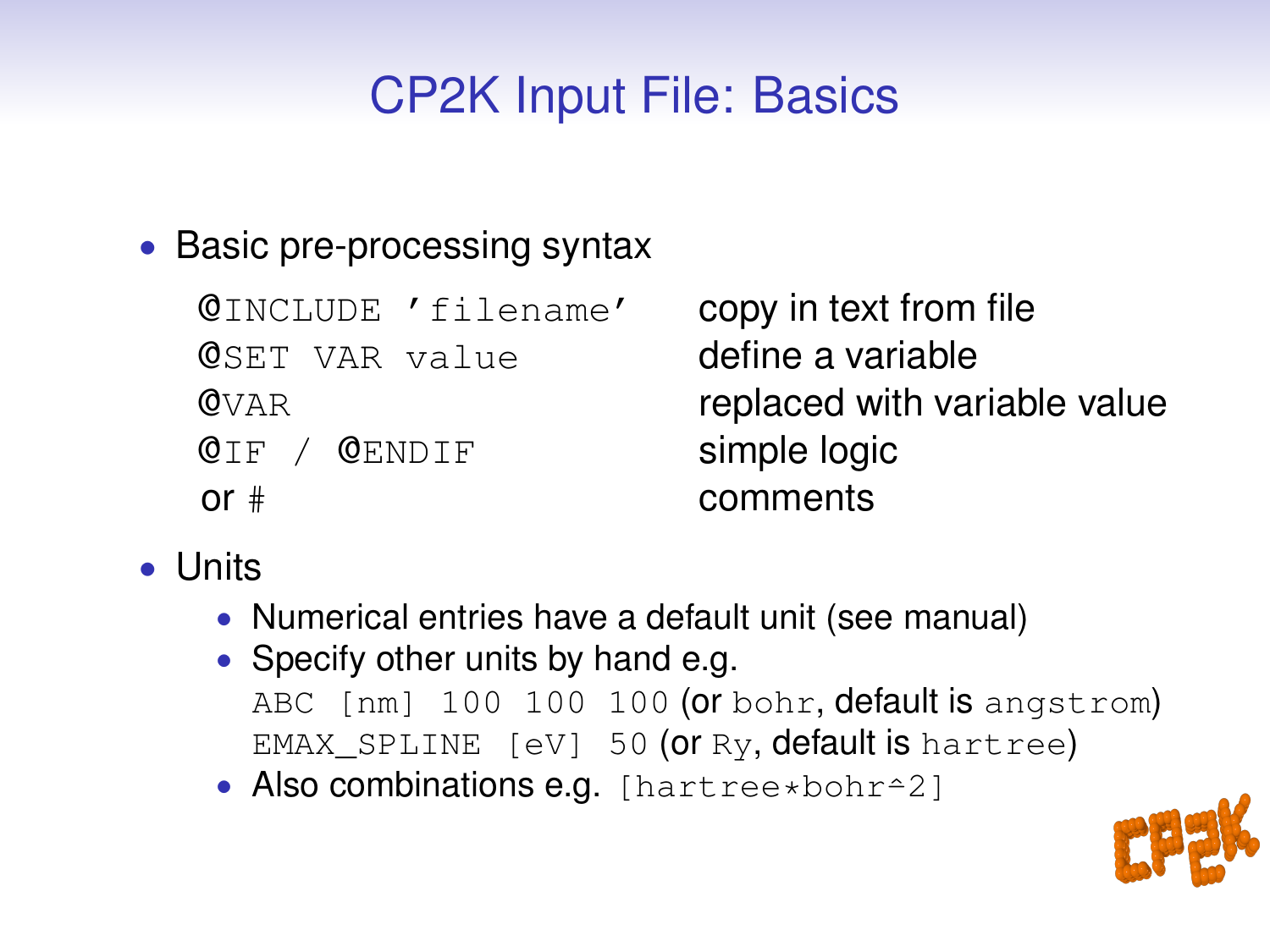# CP2K Input File: Basics

- Basic pre-processing syntax

| | |
|---|---|
| `@INCLUDE 'filename'` | copy in text from file |
| `@SET VAR value` | define a variable |
| `@VAR` | replaced with variable value |
| `@IF / @ENDIF` | simple logic |
| or `#` | comments |

- Units
  - Numerical entries have a default unit (see manual)
  - Specify other units by hand e.g.
    `ABC [nm] 100 100 100` (or `bohr`, default is `angstrom`)
    `EMAX_SPLINE [eV] 50` (or `Ry`, default is `hartree`)
  - Also combinations e.g. `[hartree*bohr^2]`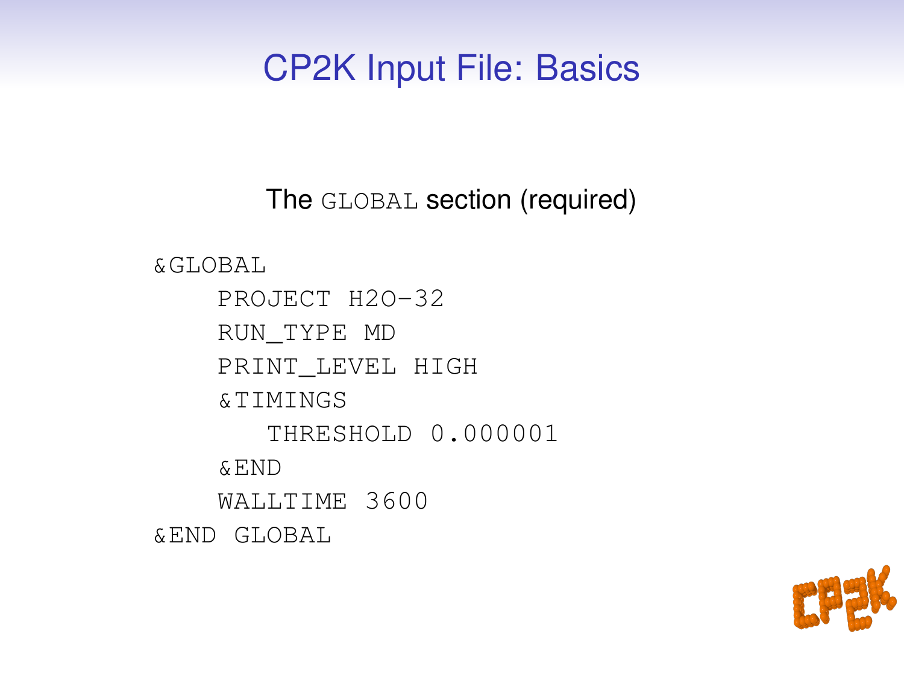# CP2K Input File: Basics

The `GLOBAL` section (required)

```
&GLOBAL
    PROJECT H2O-32
    RUN_TYPE MD
    PRINT_LEVEL HIGH
    &TIMINGS
       THRESHOLD 0.000001
    &END
    WALLTIME 3600
&END GLOBAL
```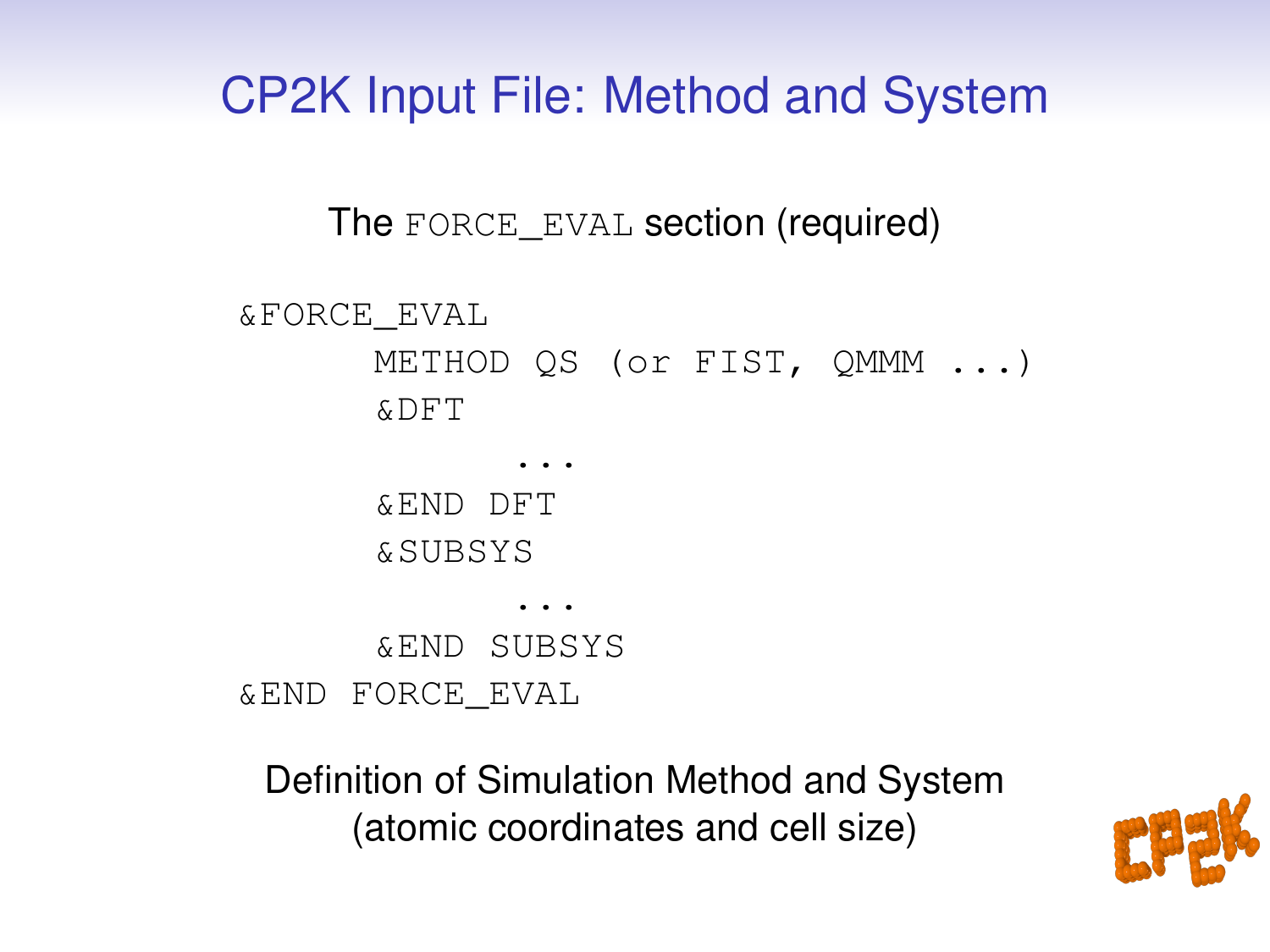# CP2K Input File: Method and System

The `FORCE_EVAL` section (required)

```
&FORCE_EVAL
      METHOD QS (or FIST, QMMM ...)
      &DFT
            ...
      &END DFT
      &SUBSYS
            ...
      &END SUBSYS
&END FORCE_EVAL
```

Definition of Simulation Method and System
(atomic coordinates and cell size)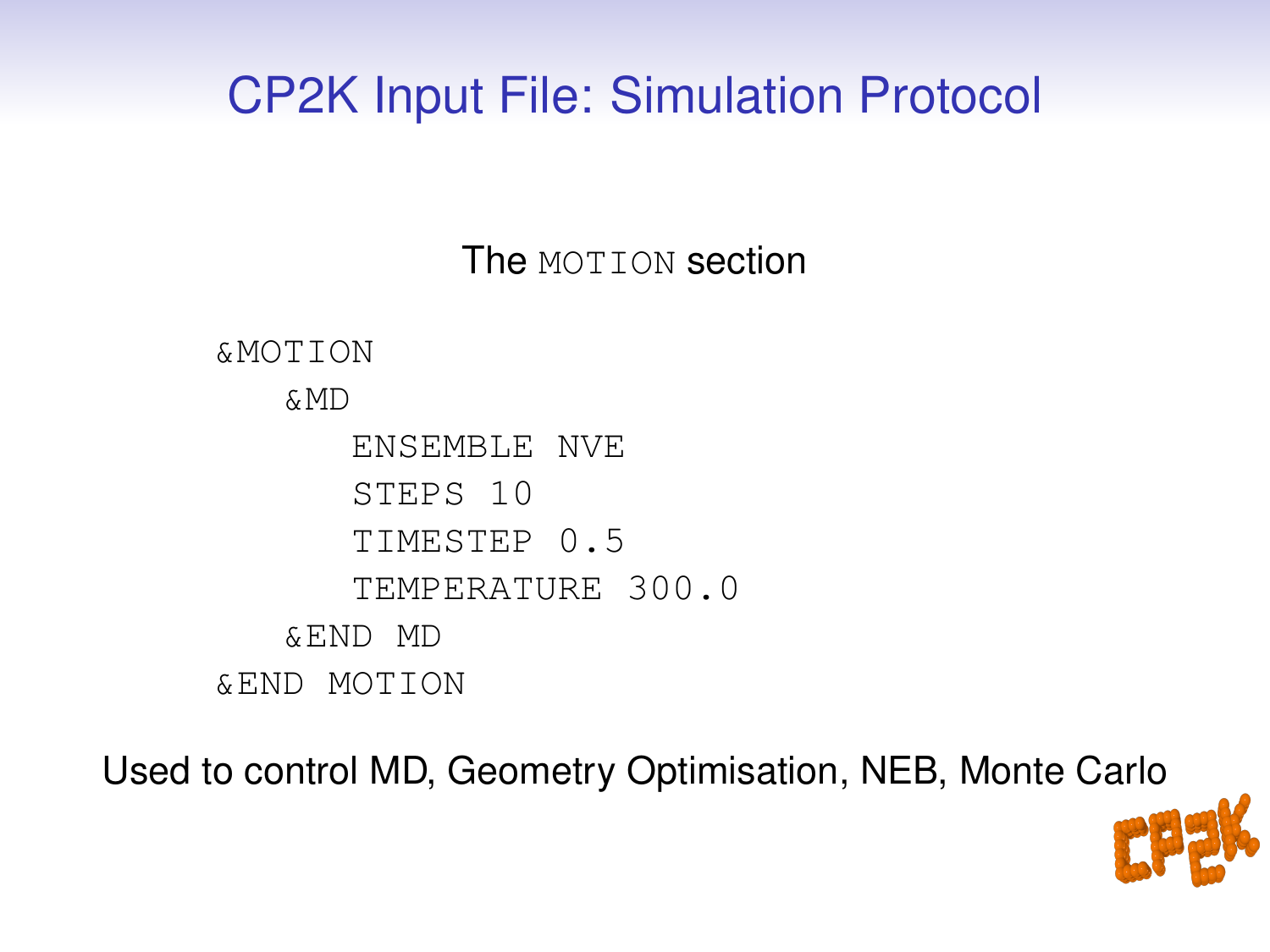# CP2K Input File: Simulation Protocol

The `MOTION` section

```
&MOTION
   &MD
      ENSEMBLE NVE
      STEPS 10
      TIMESTEP 0.5
      TEMPERATURE 300.0
   &END MD
&END MOTION
```

Used to control MD, Geometry Optimisation, NEB, Monte Carlo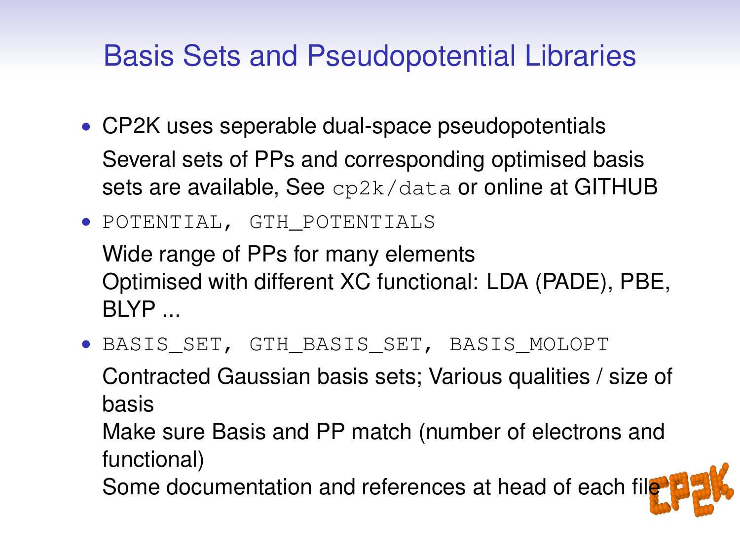# Basis Sets and Pseudopotential Libraries

- CP2K uses seperable dual-space pseudopotentials

  Several sets of PPs and corresponding optimised basis sets are available, See `cp2k/data` or online at GITHUB

- `POTENTIAL, GTH_POTENTIALS`

  Wide range of PPs for many elements
  Optimised with different XC functional: LDA (PADE), PBE, BLYP ...

- `BASIS_SET, GTH_BASIS_SET, BASIS_MOLOPT`

  Contracted Gaussian basis sets; Various qualities / size of basis

  Make sure Basis and PP match (number of electrons and functional)

  Some documentation and references at head of each file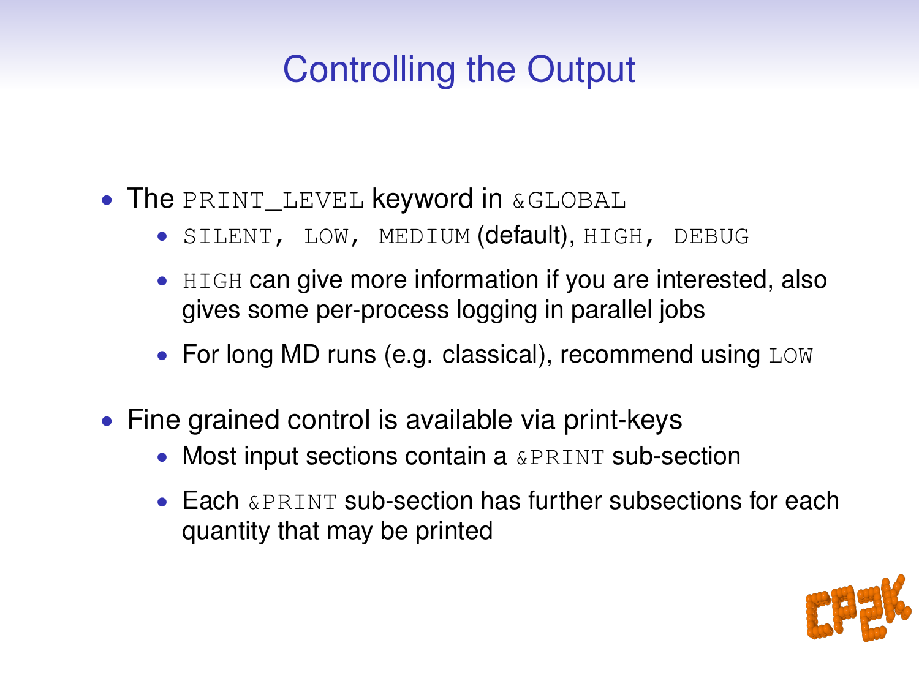# Controlling the Output

- The `PRINT_LEVEL` keyword in `&GLOBAL`
  - `SILENT, LOW, MEDIUM` (default), `HIGH, DEBUG`
  - `HIGH` can give more information if you are interested, also gives some per-process logging in parallel jobs
  - For long MD runs (e.g. classical), recommend using `LOW`
- Fine grained control is available via print-keys
  - Most input sections contain a `&PRINT` sub-section
  - Each `&PRINT` sub-section has further subsections for each quantity that may be printed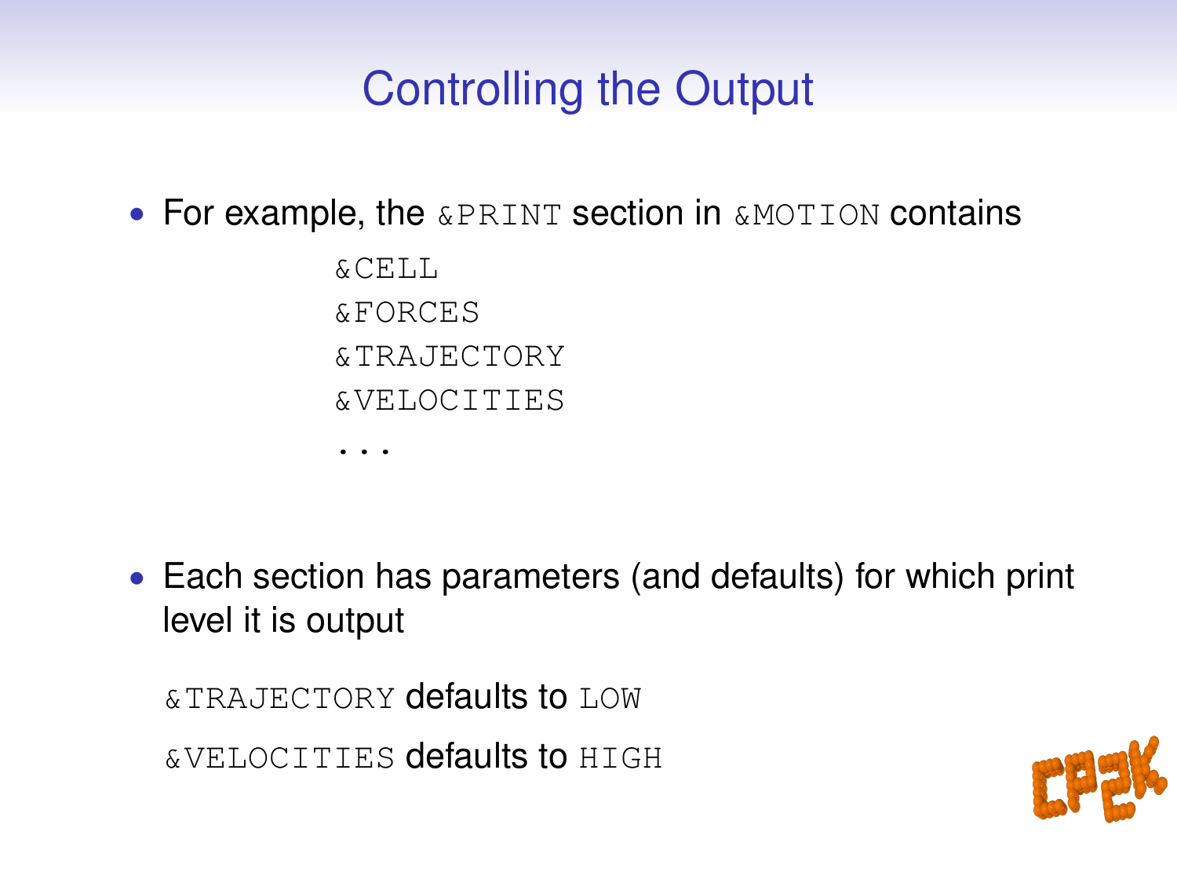# Controlling the Output

- For example, the `&PRINT` section in `&MOTION` contains

```
&CELL
&FORCES
&TRAJECTORY
&VELOCITIES
...
```

- Each section has parameters (and defaults) for which print level it is output

  `&TRAJECTORY` defaults to `LOW`

  `&VELOCITIES` defaults to `HIGH`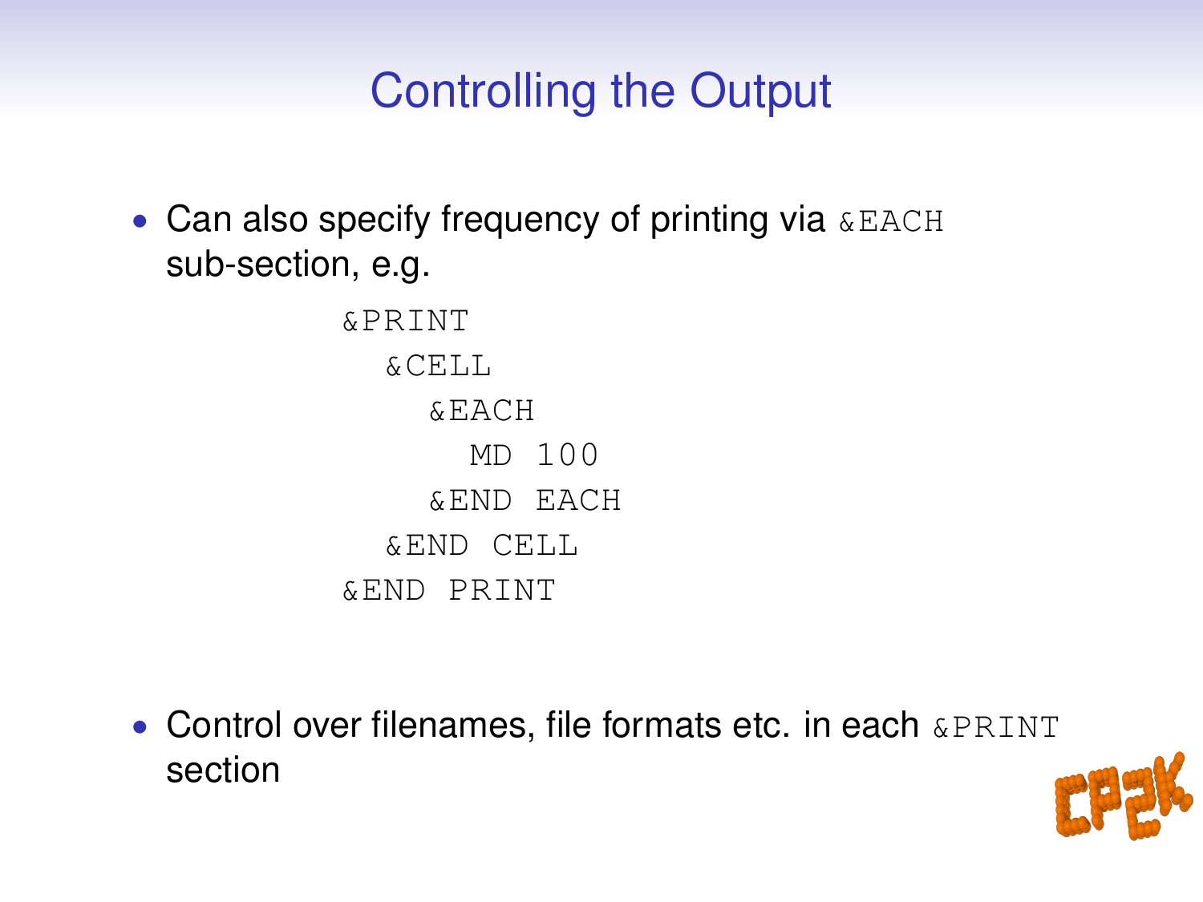# Controlling the Output

- Can also specify frequency of printing via `&EACH` sub-section, e.g.

```
&PRINT
  &CELL
    &EACH
      MD 100
    &END EACH
  &END CELL
&END PRINT
```

- Control over filenames, file formats etc. in each `&PRINT` section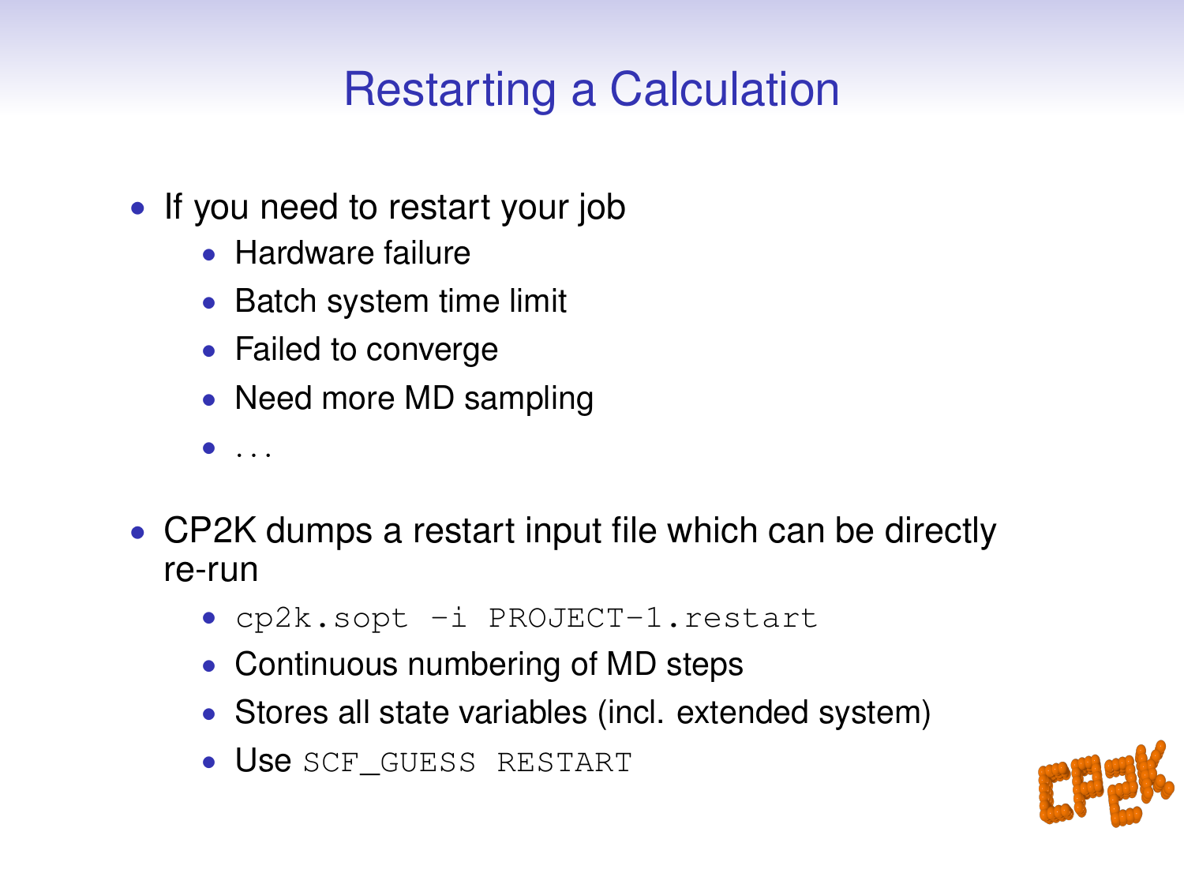# Restarting a Calculation

- If you need to restart your job
  - Hardware failure
  - Batch system time limit
  - Failed to converge
  - Need more MD sampling
  - ...
- CP2K dumps a restart input file which can be directly re-run
  - `cp2k.sopt -i PROJECT-1.restart`
  - Continuous numbering of MD steps
  - Stores all state variables (incl. extended system)
  - Use `SCF_GUESS RESTART`